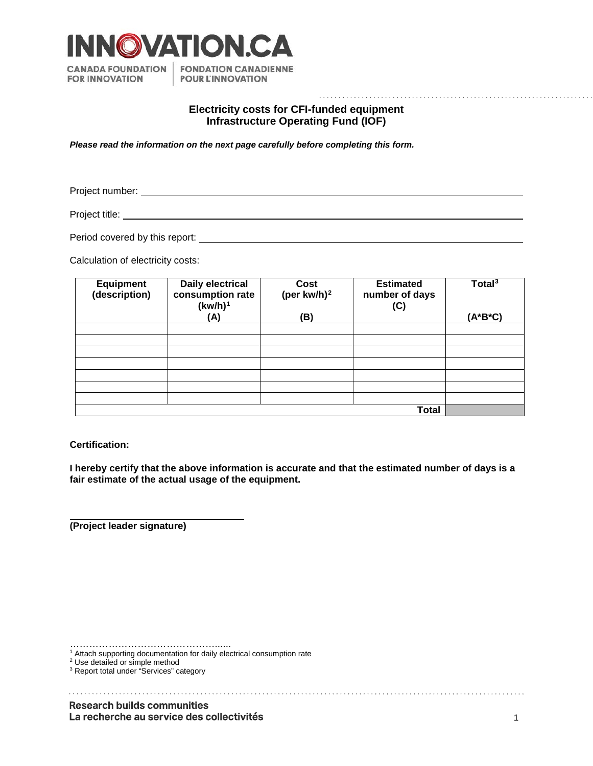# Electricity costs for CFI-funded equipment
## Infrastructure Operating Fund (IOF)

***Please read the information on the next page carefully before completing this form.***

Project number: ______________________________________________

Project title: ______________________________________________

Period covered by this report: ______________________________________________

Calculation of electricity costs:

| Equipment (description) | Daily electrical consumption rate (kw/h)[1] (A) | Cost (per kw/h)[2] (B) | Estimated number of days (C) | Total[3] (A*B*C) |
|---|---|---|---|---|
| | | | | |
| | | | | |
| | | | | |
| | | | | |
| | | | | |
| | | | | |
| | | | | |
| | | | **Total** | |

**Certification:**

**I hereby certify that the above information is accurate and that the estimated number of days is a fair estimate of the actual usage of the equipment.**

______________________________

**(Project leader signature)**

[1] Attach supporting documentation for daily electrical consumption rate
[2] Use detailed or simple method
[3] Report total under "Services" category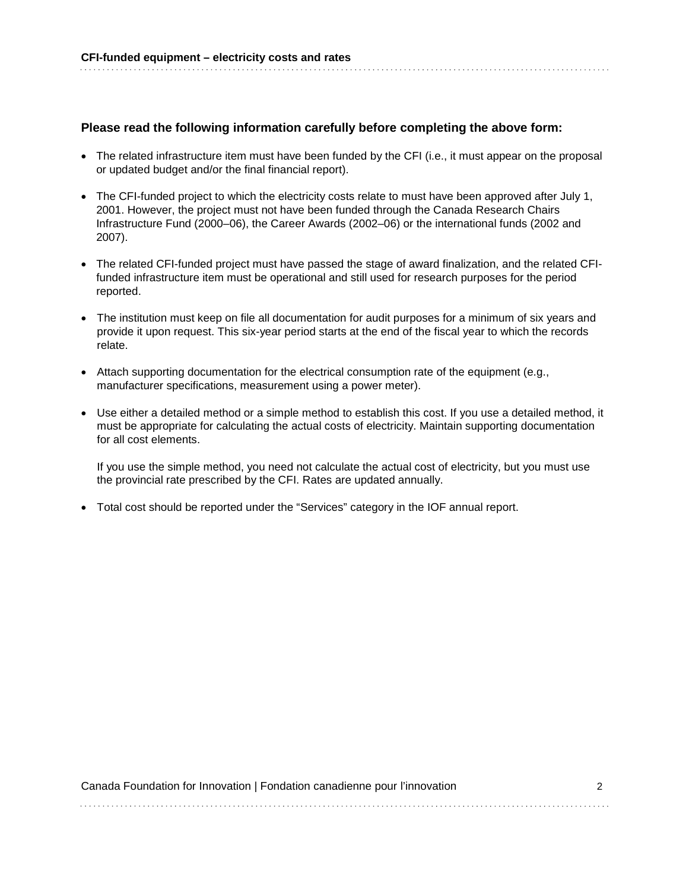### Please read the following information carefully before completing the above form:

- The related infrastructure item must have been funded by the CFI (i.e., it must appear on the proposal or updated budget and/or the final financial report).
- The CFI-funded project to which the electricity costs relate to must have been approved after July 1, 2001. However, the project must not have been funded through the Canada Research Chairs Infrastructure Fund (2000–06), the Career Awards (2002–06) or the international funds (2002 and 2007).
- The related CFI-funded project must have passed the stage of award finalization, and the related CFI-funded infrastructure item must be operational and still used for research purposes for the period reported.
- The institution must keep on file all documentation for audit purposes for a minimum of six years and provide it upon request. This six-year period starts at the end of the fiscal year to which the records relate.
- Attach supporting documentation for the electrical consumption rate of the equipment (e.g., manufacturer specifications, measurement using a power meter).
- Use either a detailed method or a simple method to establish this cost. If you use a detailed method, it must be appropriate for calculating the actual costs of electricity. Maintain supporting documentation for all cost elements.

  If you use the simple method, you need not calculate the actual cost of electricity, but you must use the provincial rate prescribed by the CFI. Rates are updated annually.
- Total cost should be reported under the “Services” category in the IOF annual report.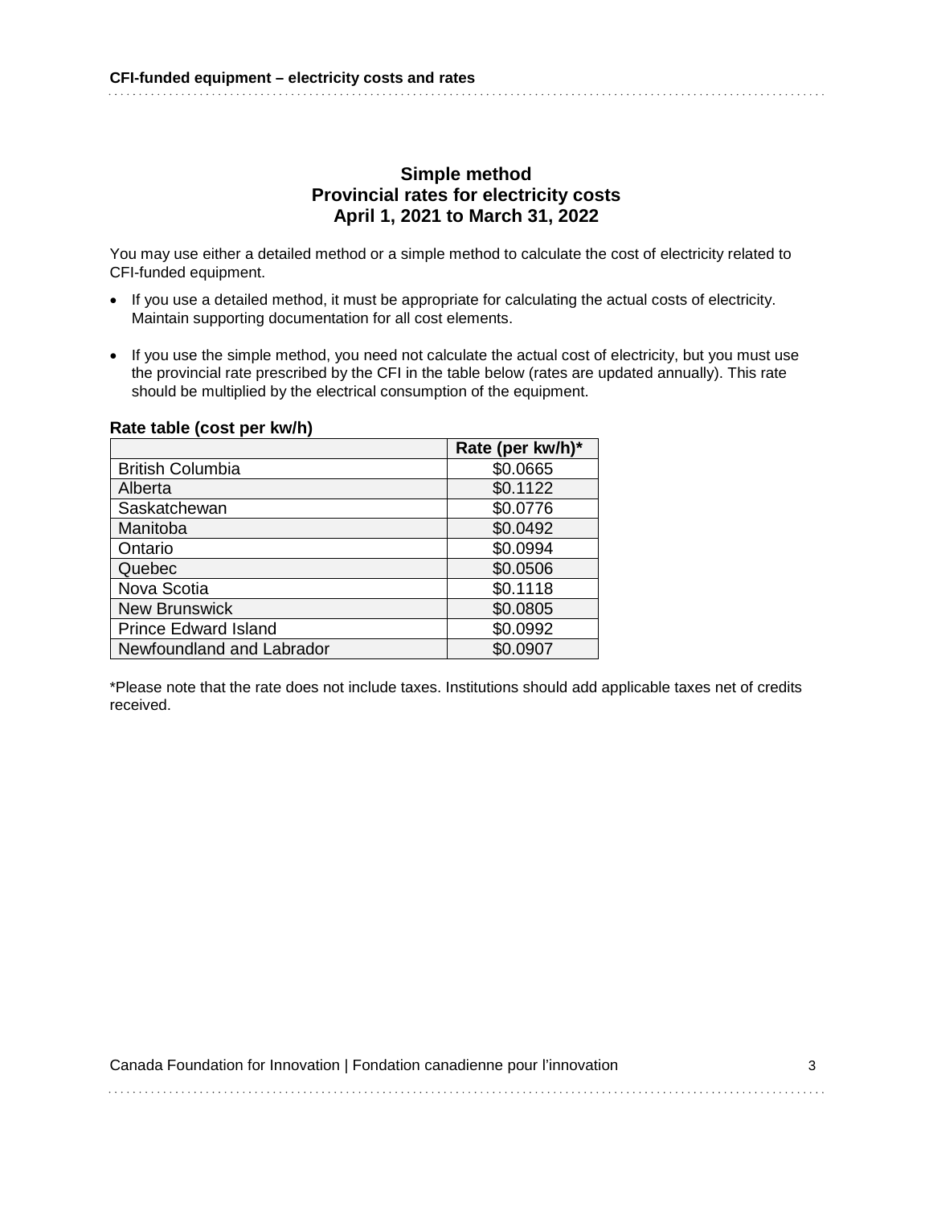# Simple method
# Provincial rates for electricity costs
# April 1, 2021 to March 31, 2022

You may use either a detailed method or a simple method to calculate the cost of electricity related to CFI-funded equipment.

- If you use a detailed method, it must be appropriate for calculating the actual costs of electricity. Maintain supporting documentation for all cost elements.

- If you use the simple method, you need not calculate the actual cost of electricity, but you must use the provincial rate prescribed by the CFI in the table below (rates are updated annually). This rate should be multiplied by the electrical consumption of the equipment.

**Rate table (cost per kw/h)**

| | Rate (per kw/h)* |
|---|---|
| British Columbia | $0.0665 |
| Alberta | $0.1122 |
| Saskatchewan | $0.0776 |
| Manitoba | $0.0492 |
| Ontario | $0.0994 |
| Quebec | $0.0506 |
| Nova Scotia | $0.1118 |
| New Brunswick | $0.0805 |
| Prince Edward Island | $0.0992 |
| Newfoundland and Labrador | $0.0907 |

*Please note that the rate does not include taxes. Institutions should add applicable taxes net of credits received.